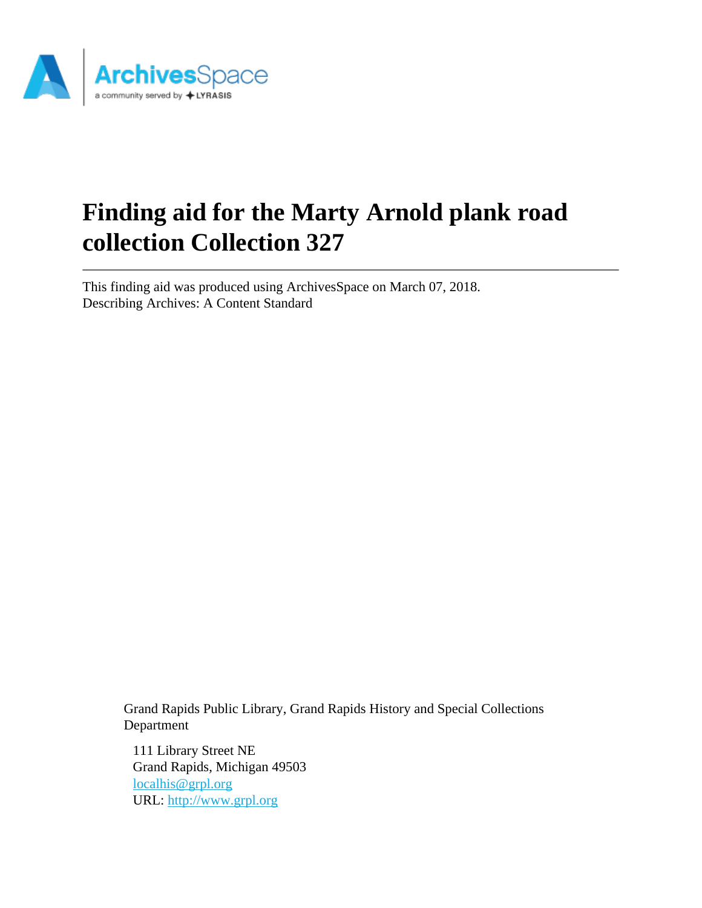# Finding aid for the Marty Arnold plank road collection Collection 327

---

This finding aid was produced using ArchivesSpace on March 07, 2018.
Describing Archives: A Content Standard

Grand Rapids Public Library, Grand Rapids History and Special Collections Department

111 Library Street NE
Grand Rapids, Michigan 49503
localhis@grpl.org
URL: http://www.grpl.org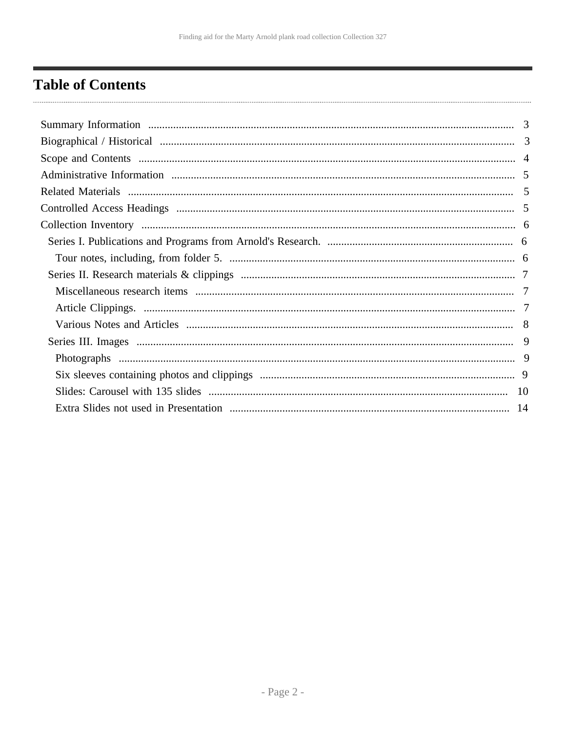# Table of Contents

- Summary Information ... 3
- Biographical / Historical ... 3
- Scope and Contents ... 4
- Administrative Information ... 5
- Related Materials ... 5
- Controlled Access Headings ... 5
- Collection Inventory ... 6
  - Series I. Publications and Programs from Arnold's Research. ... 6
    - Tour notes, including, from folder 5. ... 6
  - Series II. Research materials & clippings ... 7
    - Miscellaneous research items ... 7
    - Article Clippings. ... 7
    - Various Notes and Articles ... 8
  - Series III. Images ... 9
    - Photographs ... 9
    - Six sleeves containing photos and clippings ... 9
    - Slides: Carousel with 135 slides ... 10
    - Extra Slides not used in Presentation ... 14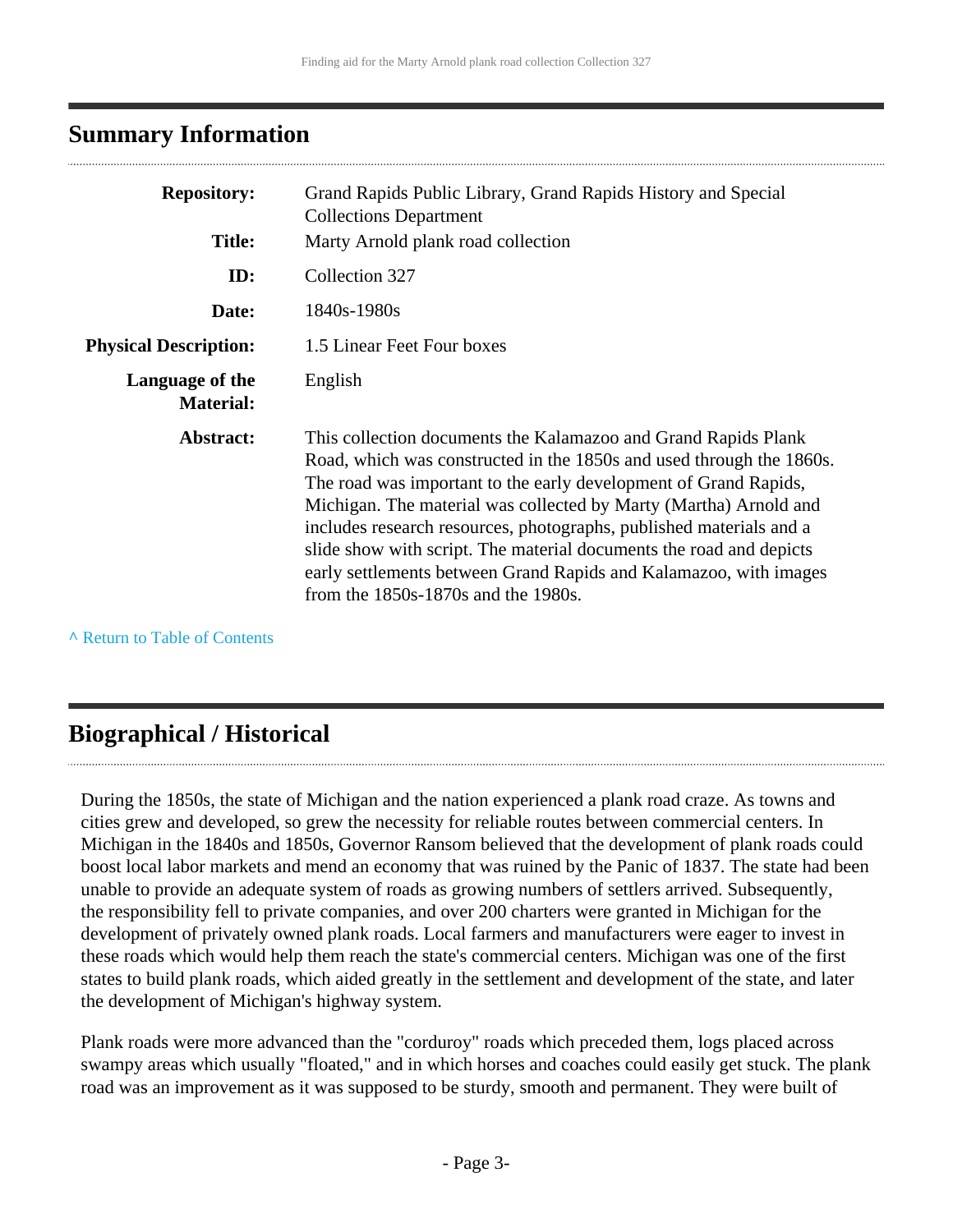## Summary Information

| | |
|---|---|
| **Repository:** | Grand Rapids Public Library, Grand Rapids History and Special Collections Department |
| **Title:** | Marty Arnold plank road collection |
| **ID:** | Collection 327 |
| **Date:** | 1840s-1980s |
| **Physical Description:** | 1.5 Linear Feet Four boxes |
| **Language of the Material:** | English |
| **Abstract:** | This collection documents the Kalamazoo and Grand Rapids Plank Road, which was constructed in the 1850s and used through the 1860s. The road was important to the early development of Grand Rapids, Michigan. The material was collected by Marty (Martha) Arnold and includes research resources, photographs, published materials and a slide show with script. The material documents the road and depicts early settlements between Grand Rapids and Kalamazoo, with images from the 1850s-1870s and the 1980s. |

^ Return to Table of Contents

## Biographical / Historical

During the 1850s, the state of Michigan and the nation experienced a plank road craze. As towns and cities grew and developed, so grew the necessity for reliable routes between commercial centers. In Michigan in the 1840s and 1850s, Governor Ransom believed that the development of plank roads could boost local labor markets and mend an economy that was ruined by the Panic of 1837. The state had been unable to provide an adequate system of roads as growing numbers of settlers arrived. Subsequently, the responsibility fell to private companies, and over 200 charters were granted in Michigan for the development of privately owned plank roads. Local farmers and manufacturers were eager to invest in these roads which would help them reach the state's commercial centers. Michigan was one of the first states to build plank roads, which aided greatly in the settlement and development of the state, and later the development of Michigan's highway system.

Plank roads were more advanced than the "corduroy" roads which preceded them, logs placed across swampy areas which usually "floated," and in which horses and coaches could easily get stuck. The plank road was an improvement as it was supposed to be sturdy, smooth and permanent. They were built of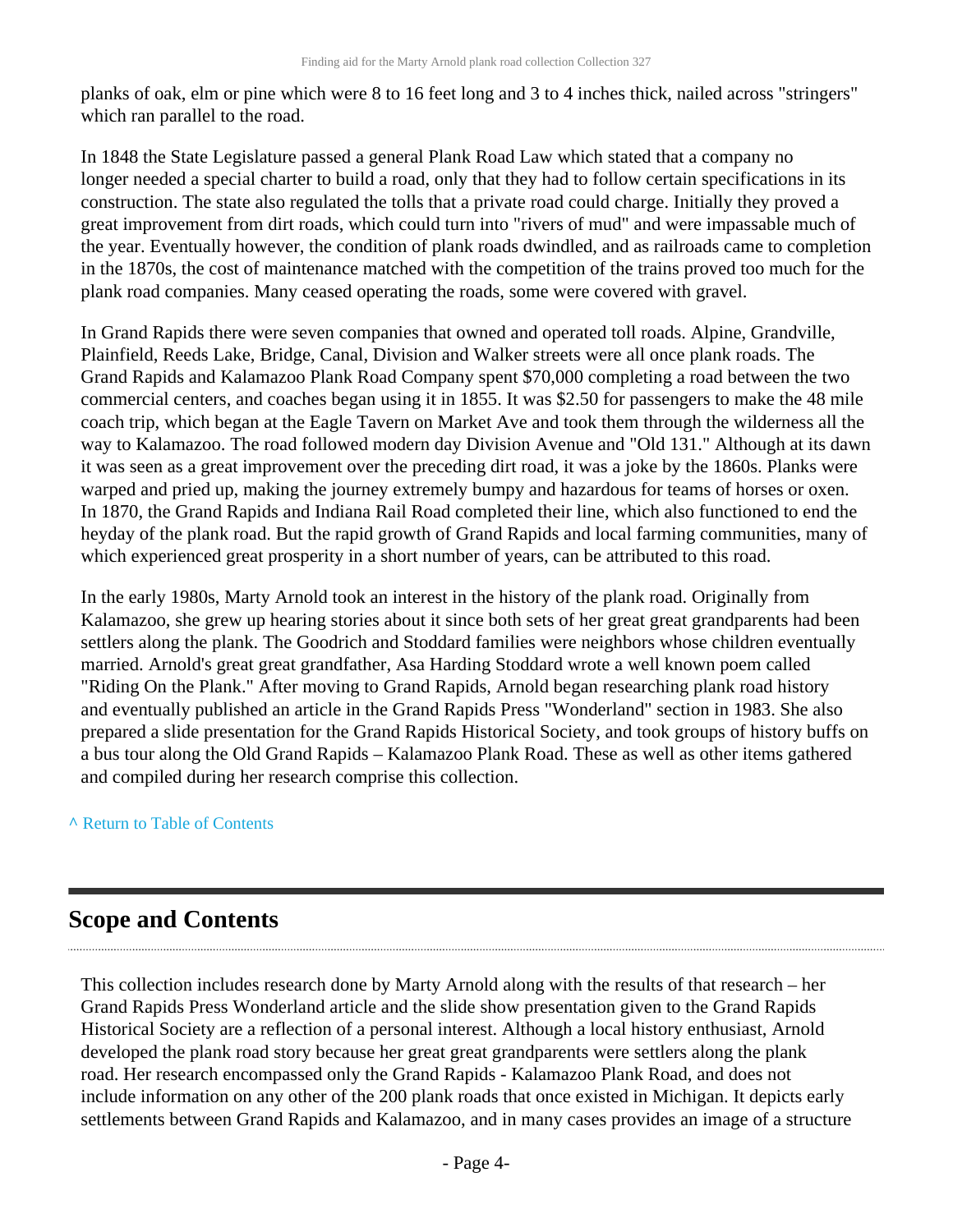planks of oak, elm or pine which were 8 to 16 feet long and 3 to 4 inches thick, nailed across "stringers" which ran parallel to the road.

In 1848 the State Legislature passed a general Plank Road Law which stated that a company no longer needed a special charter to build a road, only that they had to follow certain specifications in its construction. The state also regulated the tolls that a private road could charge. Initially they proved a great improvement from dirt roads, which could turn into "rivers of mud" and were impassable much of the year. Eventually however, the condition of plank roads dwindled, and as railroads came to completion in the 1870s, the cost of maintenance matched with the competition of the trains proved too much for the plank road companies. Many ceased operating the roads, some were covered with gravel.

In Grand Rapids there were seven companies that owned and operated toll roads. Alpine, Grandville, Plainfield, Reeds Lake, Bridge, Canal, Division and Walker streets were all once plank roads. The Grand Rapids and Kalamazoo Plank Road Company spent $70,000 completing a road between the two commercial centers, and coaches began using it in 1855. It was $2.50 for passengers to make the 48 mile coach trip, which began at the Eagle Tavern on Market Ave and took them through the wilderness all the way to Kalamazoo. The road followed modern day Division Avenue and "Old 131." Although at its dawn it was seen as a great improvement over the preceding dirt road, it was a joke by the 1860s. Planks were warped and pried up, making the journey extremely bumpy and hazardous for teams of horses or oxen. In 1870, the Grand Rapids and Indiana Rail Road completed their line, which also functioned to end the heyday of the plank road. But the rapid growth of Grand Rapids and local farming communities, many of which experienced great prosperity in a short number of years, can be attributed to this road.

In the early 1980s, Marty Arnold took an interest in the history of the plank road. Originally from Kalamazoo, she grew up hearing stories about it since both sets of her great great grandparents had been settlers along the plank. The Goodrich and Stoddard families were neighbors whose children eventually married. Arnold's great great grandfather, Asa Harding Stoddard wrote a well known poem called "Riding On the Plank." After moving to Grand Rapids, Arnold began researching plank road history and eventually published an article in the Grand Rapids Press "Wonderland" section in 1983. She also prepared a slide presentation for the Grand Rapids Historical Society, and took groups of history buffs on a bus tour along the Old Grand Rapids – Kalamazoo Plank Road. These as well as other items gathered and compiled during her research comprise this collection.

^ Return to Table of Contents

## Scope and Contents

This collection includes research done by Marty Arnold along with the results of that research – her Grand Rapids Press Wonderland article and the slide show presentation given to the Grand Rapids Historical Society are a reflection of a personal interest. Although a local history enthusiast, Arnold developed the plank road story because her great great grandparents were settlers along the plank road. Her research encompassed only the Grand Rapids - Kalamazoo Plank Road, and does not include information on any other of the 200 plank roads that once existed in Michigan. It depicts early settlements between Grand Rapids and Kalamazoo, and in many cases provides an image of a structure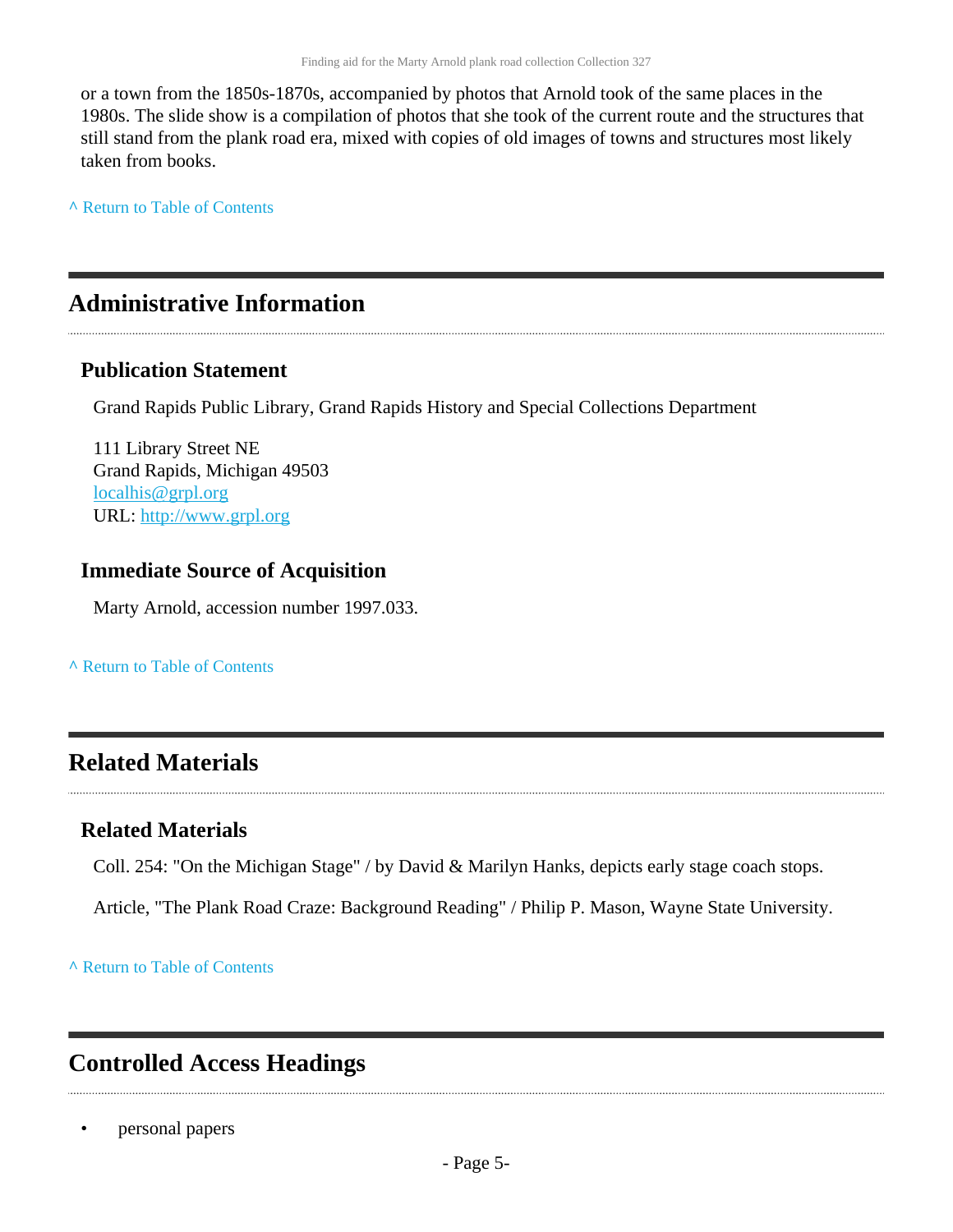or a town from the 1850s-1870s, accompanied by photos that Arnold took of the same places in the 1980s. The slide show is a compilation of photos that she took of the current route and the structures that still stand from the plank road era, mixed with copies of old images of towns and structures most likely taken from books.

^ Return to Table of Contents

## Administrative Information

### Publication Statement

Grand Rapids Public Library, Grand Rapids History and Special Collections Department

111 Library Street NE
Grand Rapids, Michigan 49503
localhis@grpl.org
URL: http://www.grpl.org

### Immediate Source of Acquisition

Marty Arnold, accession number 1997.033.

^ Return to Table of Contents

## Related Materials

### Related Materials

Coll. 254: "On the Michigan Stage" / by David & Marilyn Hanks, depicts early stage coach stops.

Article, "The Plank Road Craze: Background Reading" / Philip P. Mason, Wayne State University.

^ Return to Table of Contents

## Controlled Access Headings

- personal papers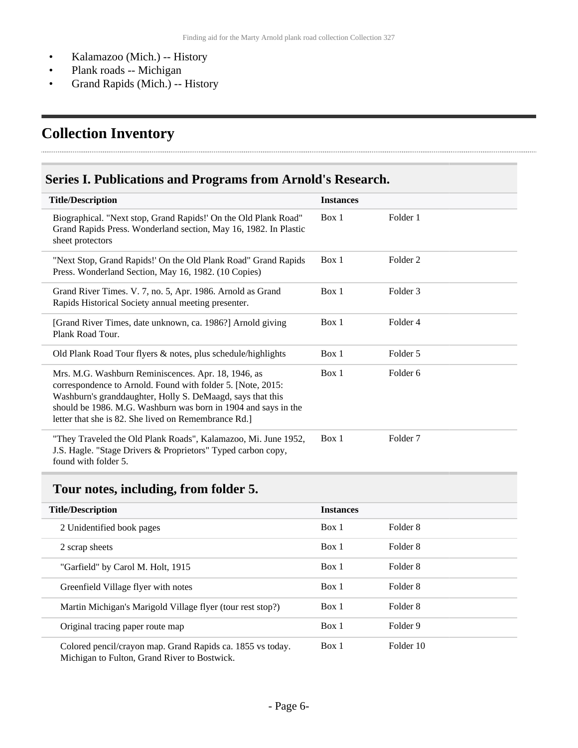- Kalamazoo (Mich.) -- History
- Plank roads -- Michigan
- Grand Rapids (Mich.) -- History

## Collection Inventory

### Series I. Publications and Programs from Arnold's Research.

| Title/Description | Instances | |
|---|---|---|
| Biographical. "Next stop, Grand Rapids!' On the Old Plank Road" Grand Rapids Press. Wonderland section, May 16, 1982. In Plastic sheet protectors | Box 1 | Folder 1 |
| "Next Stop, Grand Rapids!' On the Old Plank Road" Grand Rapids Press. Wonderland Section, May 16, 1982. (10 Copies) | Box 1 | Folder 2 |
| Grand River Times. V. 7, no. 5, Apr. 1986. Arnold as Grand Rapids Historical Society annual meeting presenter. | Box 1 | Folder 3 |
| [Grand River Times, date unknown, ca. 1986?] Arnold giving Plank Road Tour. | Box 1 | Folder 4 |
| Old Plank Road Tour flyers & notes, plus schedule/highlights | Box 1 | Folder 5 |
| Mrs. M.G. Washburn Reminiscences. Apr. 18, 1946, as correspondence to Arnold. Found with folder 5. [Note, 2015: Washburn's granddaughter, Holly S. DeMaagd, says that this should be 1986. M.G. Washburn was born in 1904 and says in the letter that she is 82. She lived on Remembrance Rd.] | Box 1 | Folder 6 |
| "They Traveled the Old Plank Roads", Kalamazoo, Mi. June 1952, J.S. Hagle. "Stage Drivers & Proprietors" Typed carbon copy, found with folder 5. | Box 1 | Folder 7 |

### Tour notes, including, from folder 5.

| Title/Description | Instances | |
|---|---|---|
| 2 Unidentified book pages | Box 1 | Folder 8 |
| 2 scrap sheets | Box 1 | Folder 8 |
| "Garfield" by Carol M. Holt, 1915 | Box 1 | Folder 8 |
| Greenfield Village flyer with notes | Box 1 | Folder 8 |
| Martin Michigan's Marigold Village flyer (tour rest stop?) | Box 1 | Folder 8 |
| Original tracing paper route map | Box 1 | Folder 9 |
| Colored pencil/crayon map. Grand Rapids ca. 1855 vs today. Michigan to Fulton, Grand River to Bostwick. | Box 1 | Folder 10 |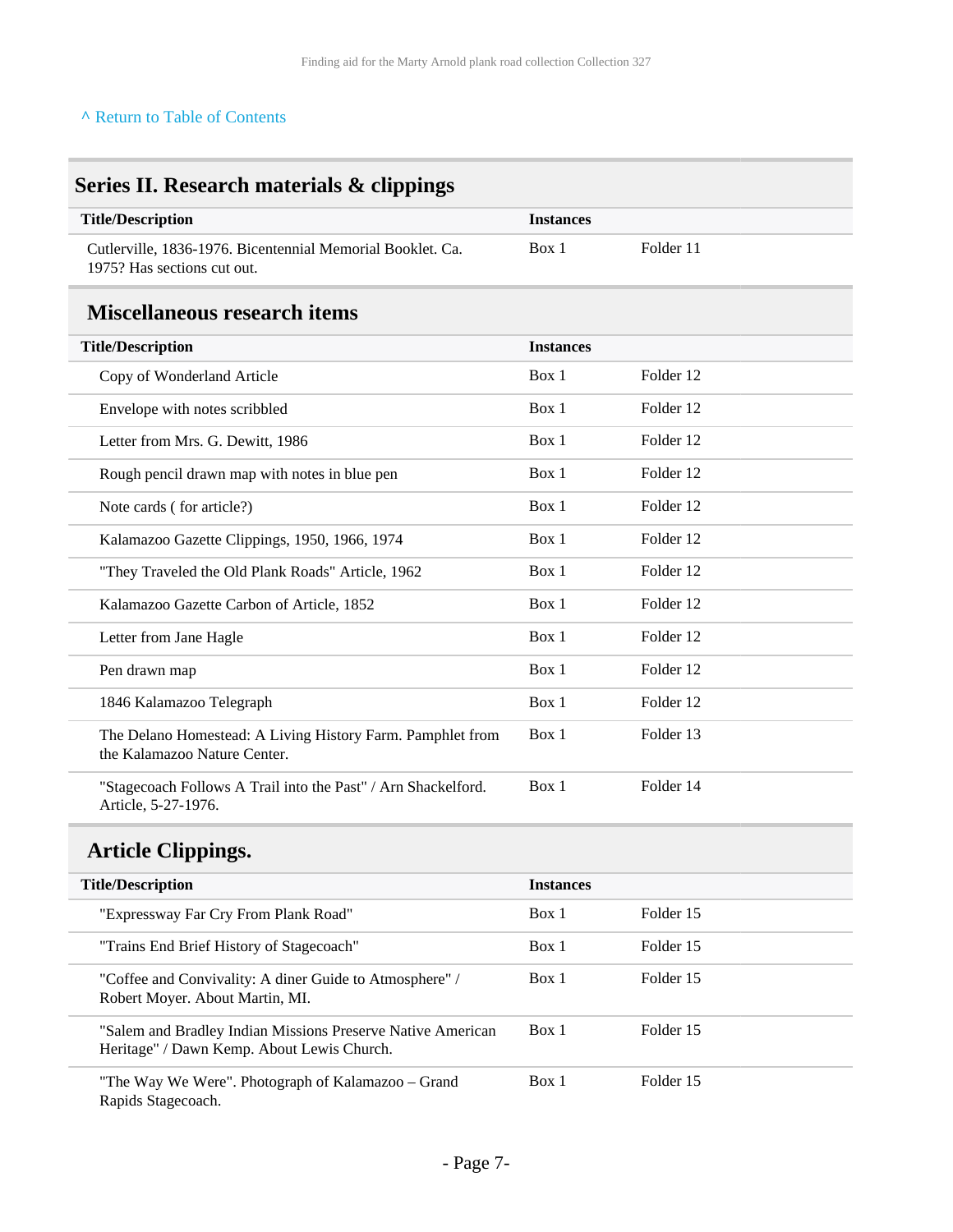^ Return to Table of Contents

## Series II. Research materials & clippings

| Title/Description | Instances | |
|---|---|---|
| Cutlerville, 1836-1976. Bicentennial Memorial Booklet. Ca. 1975? Has sections cut out. | Box 1 | Folder 11 |

### Miscellaneous research items

| Title/Description | Instances | |
|---|---|---|
| Copy of Wonderland Article | Box 1 | Folder 12 |
| Envelope with notes scribbled | Box 1 | Folder 12 |
| Letter from Mrs. G. Dewitt, 1986 | Box 1 | Folder 12 |
| Rough pencil drawn map with notes in blue pen | Box 1 | Folder 12 |
| Note cards ( for article?) | Box 1 | Folder 12 |
| Kalamazoo Gazette Clippings, 1950, 1966, 1974 | Box 1 | Folder 12 |
| "They Traveled the Old Plank Roads" Article, 1962 | Box 1 | Folder 12 |
| Kalamazoo Gazette Carbon of Article, 1852 | Box 1 | Folder 12 |
| Letter from Jane Hagle | Box 1 | Folder 12 |
| Pen drawn map | Box 1 | Folder 12 |
| 1846 Kalamazoo Telegraph | Box 1 | Folder 12 |
| The Delano Homestead: A Living History Farm. Pamphlet from the Kalamazoo Nature Center. | Box 1 | Folder 13 |
| "Stagecoach Follows A Trail into the Past" / Arn Shackelford. Article, 5-27-1976. | Box 1 | Folder 14 |

### Article Clippings.

| Title/Description | Instances | |
|---|---|---|
| "Expressway Far Cry From Plank Road" | Box 1 | Folder 15 |
| "Trains End Brief History of Stagecoach" | Box 1 | Folder 15 |
| "Coffee and Convivality: A diner Guide to Atmosphere" / Robert Moyer. About Martin, MI. | Box 1 | Folder 15 |
| "Salem and Bradley Indian Missions Preserve Native American Heritage" / Dawn Kemp. About Lewis Church. | Box 1 | Folder 15 |
| "The Way We Were". Photograph of Kalamazoo – Grand Rapids Stagecoach. | Box 1 | Folder 15 |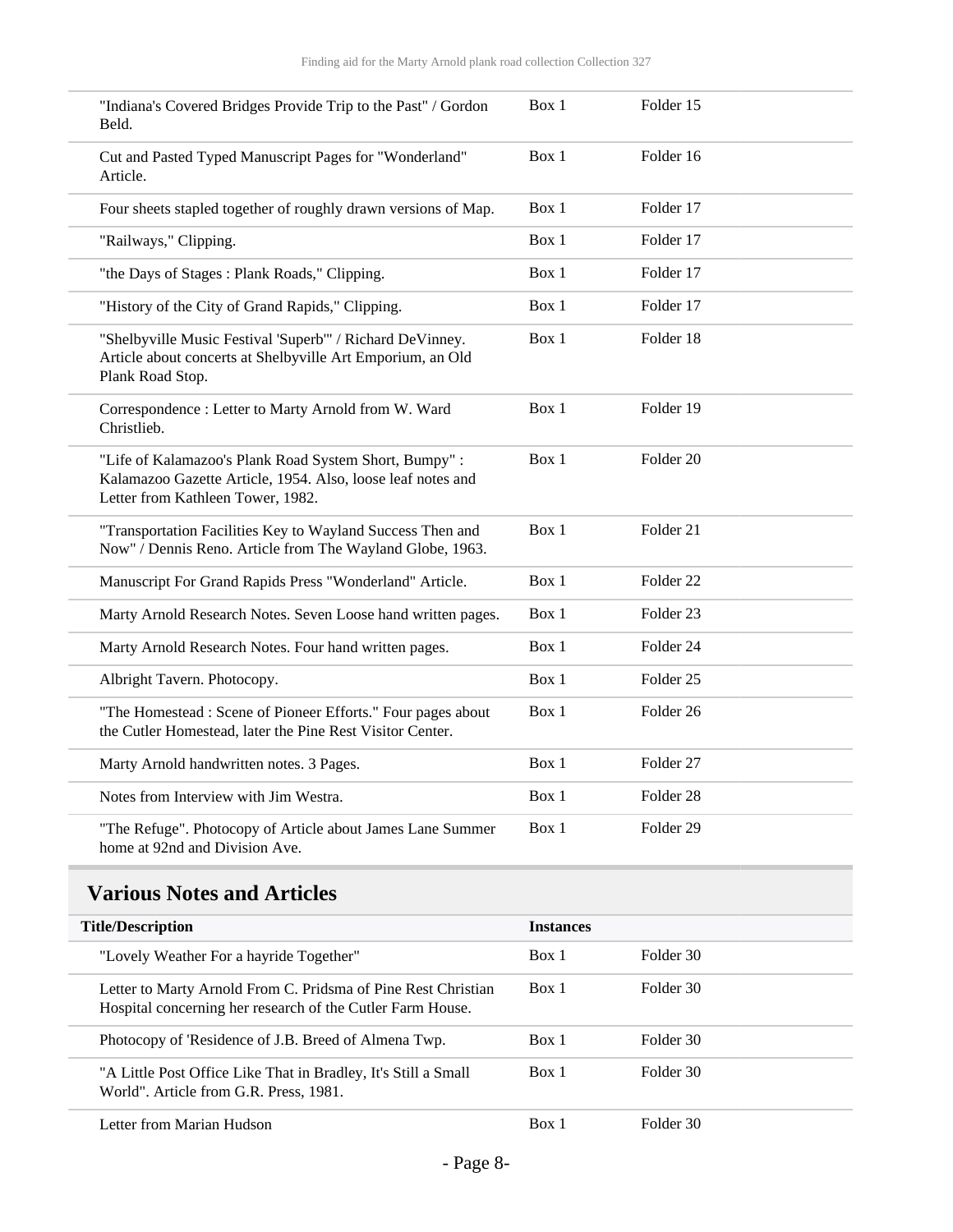| | | |
|---|---|---|
| "Indiana's Covered Bridges Provide Trip to the Past" / Gordon Beld. | Box 1 | Folder 15 |
| Cut and Pasted Typed Manuscript Pages for "Wonderland" Article. | Box 1 | Folder 16 |
| Four sheets stapled together of roughly drawn versions of Map. | Box 1 | Folder 17 |
| "Railways," Clipping. | Box 1 | Folder 17 |
| "the Days of Stages : Plank Roads," Clipping. | Box 1 | Folder 17 |
| "History of the City of Grand Rapids," Clipping. | Box 1 | Folder 17 |
| "Shelbyville Music Festival 'Superb'" / Richard DeVinney. Article about concerts at Shelbyville Art Emporium, an Old Plank Road Stop. | Box 1 | Folder 18 |
| Correspondence : Letter to Marty Arnold from W. Ward Christlieb. | Box 1 | Folder 19 |
| "Life of Kalamazoo's Plank Road System Short, Bumpy" : Kalamazoo Gazette Article, 1954. Also, loose leaf notes and Letter from Kathleen Tower, 1982. | Box 1 | Folder 20 |
| "Transportation Facilities Key to Wayland Success Then and Now" / Dennis Reno. Article from The Wayland Globe, 1963. | Box 1 | Folder 21 |
| Manuscript For Grand Rapids Press "Wonderland" Article. | Box 1 | Folder 22 |
| Marty Arnold Research Notes. Seven Loose hand written pages. | Box 1 | Folder 23 |
| Marty Arnold Research Notes. Four hand written pages. | Box 1 | Folder 24 |
| Albright Tavern. Photocopy. | Box 1 | Folder 25 |
| "The Homestead : Scene of Pioneer Efforts." Four pages about the Cutler Homestead, later the Pine Rest Visitor Center. | Box 1 | Folder 26 |
| Marty Arnold handwritten notes. 3 Pages. | Box 1 | Folder 27 |
| Notes from Interview with Jim Westra. | Box 1 | Folder 28 |
| "The Refuge". Photocopy of Article about James Lane Summer home at 92nd and Division Ave. | Box 1 | Folder 29 |

## Various Notes and Articles

| Title/Description | Instances | |
|---|---|---|
| "Lovely Weather For a hayride Together" | Box 1 | Folder 30 |
| Letter to Marty Arnold From C. Pridsma of Pine Rest Christian Hospital concerning her research of the Cutler Farm House. | Box 1 | Folder 30 |
| Photocopy of 'Residence of J.B. Breed of Almena Twp. | Box 1 | Folder 30 |
| "A Little Post Office Like That in Bradley, It's Still a Small World". Article from G.R. Press, 1981. | Box 1 | Folder 30 |
| Letter from Marian Hudson | Box 1 | Folder 30 |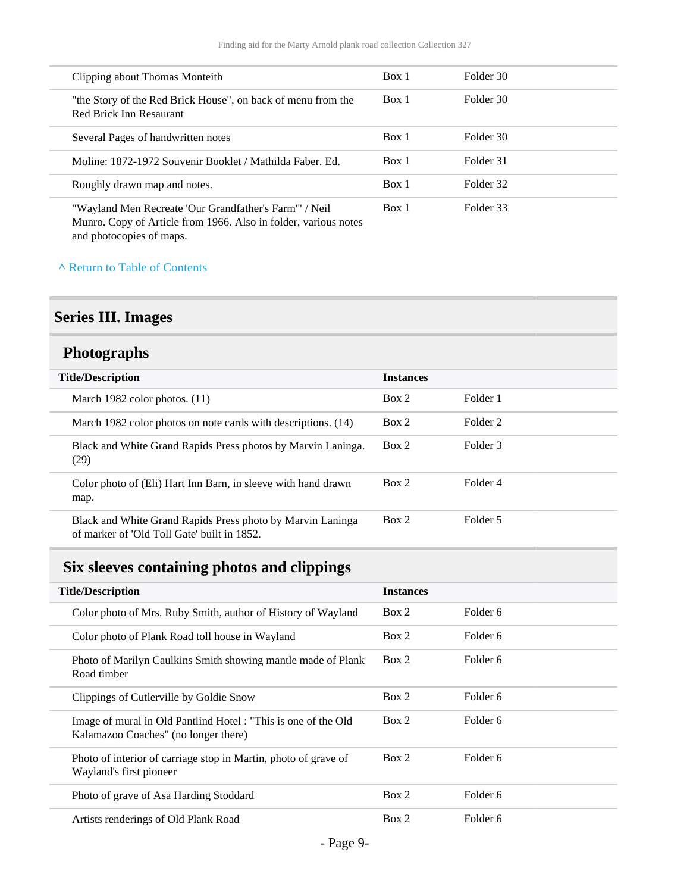| | | |
|---|---|---|
| Clipping about Thomas Monteith | Box 1 | Folder 30 |
| "the Story of the Red Brick House", on back of menu from the Red Brick Inn Resaurant | Box 1 | Folder 30 |
| Several Pages of handwritten notes | Box 1 | Folder 30 |
| Moline: 1872-1972 Souvenir Booklet / Mathilda Faber. Ed. | Box 1 | Folder 31 |
| Roughly drawn map and notes. | Box 1 | Folder 32 |
| "Wayland Men Recreate 'Our Grandfather's Farm'" / Neil Munro. Copy of Article from 1966. Also in folder, various notes and photocopies of maps. | Box 1 | Folder 33 |

^ Return to Table of Contents

## Series III. Images

### Photographs

| Title/Description | Instances | |
|---|---|---|
| March 1982 color photos. (11) | Box 2 | Folder 1 |
| March 1982 color photos on note cards with descriptions. (14) | Box 2 | Folder 2 |
| Black and White Grand Rapids Press photos by Marvin Laninga. (29) | Box 2 | Folder 3 |
| Color photo of (Eli) Hart Inn Barn, in sleeve with hand drawn map. | Box 2 | Folder 4 |
| Black and White Grand Rapids Press photo by Marvin Laninga of marker of 'Old Toll Gate' built in 1852. | Box 2 | Folder 5 |

### Six sleeves containing photos and clippings

| Title/Description | Instances | |
|---|---|---|
| Color photo of Mrs. Ruby Smith, author of History of Wayland | Box 2 | Folder 6 |
| Color photo of Plank Road toll house in Wayland | Box 2 | Folder 6 |
| Photo of Marilyn Caulkins Smith showing mantle made of Plank Road timber | Box 2 | Folder 6 |
| Clippings of Cutlerville by Goldie Snow | Box 2 | Folder 6 |
| Image of mural in Old Pantlind Hotel : "This is one of the Old Kalamazoo Coaches" (no longer there) | Box 2 | Folder 6 |
| Photo of interior of carriage stop in Martin, photo of grave of Wayland's first pioneer | Box 2 | Folder 6 |
| Photo of grave of Asa Harding Stoddard | Box 2 | Folder 6 |
| Artists renderings of Old Plank Road | Box 2 | Folder 6 |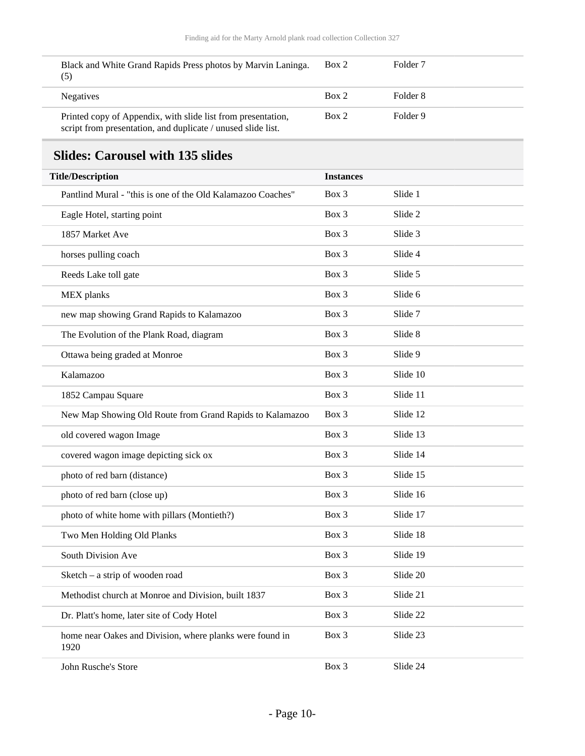| | | |
|---|---|---|
| Black and White Grand Rapids Press photos by Marvin Laninga. (5) | Box 2 | Folder 7 |
| Negatives | Box 2 | Folder 8 |
| Printed copy of Appendix, with slide list from presentation, script from presentation, and duplicate / unused slide list. | Box 2 | Folder 9 |

## Slides: Carousel with 135 slides

| Title/Description | Instances | |
|---|---|---|
| Pantlind Mural - "this is one of the Old Kalamazoo Coaches" | Box 3 | Slide 1 |
| Eagle Hotel, starting point | Box 3 | Slide 2 |
| 1857 Market Ave | Box 3 | Slide 3 |
| horses pulling coach | Box 3 | Slide 4 |
| Reeds Lake toll gate | Box 3 | Slide 5 |
| MEX planks | Box 3 | Slide 6 |
| new map showing Grand Rapids to Kalamazoo | Box 3 | Slide 7 |
| The Evolution of the Plank Road, diagram | Box 3 | Slide 8 |
| Ottawa being graded at Monroe | Box 3 | Slide 9 |
| Kalamazoo | Box 3 | Slide 10 |
| 1852 Campau Square | Box 3 | Slide 11 |
| New Map Showing Old Route from Grand Rapids to Kalamazoo | Box 3 | Slide 12 |
| old covered wagon Image | Box 3 | Slide 13 |
| covered wagon image depicting sick ox | Box 3 | Slide 14 |
| photo of red barn (distance) | Box 3 | Slide 15 |
| photo of red barn (close up) | Box 3 | Slide 16 |
| photo of white home with pillars (Montieth?) | Box 3 | Slide 17 |
| Two Men Holding Old Planks | Box 3 | Slide 18 |
| South Division Ave | Box 3 | Slide 19 |
| Sketch – a strip of wooden road | Box 3 | Slide 20 |
| Methodist church at Monroe and Division, built 1837 | Box 3 | Slide 21 |
| Dr. Platt's home, later site of Cody Hotel | Box 3 | Slide 22 |
| home near Oakes and Division, where planks were found in 1920 | Box 3 | Slide 23 |
| John Rusche's Store | Box 3 | Slide 24 |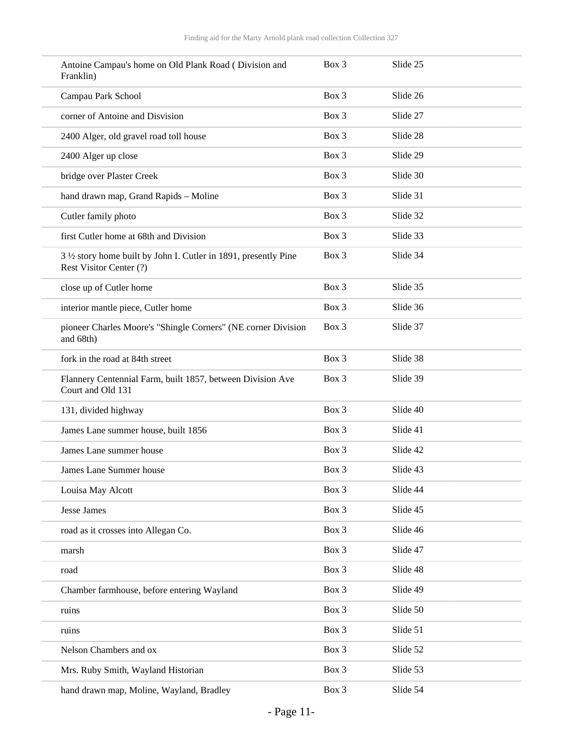| | | |
|---|---|---|
| Antoine Campau's home on Old Plank Road ( Division and Franklin) | Box 3 | Slide 25 |
| Campau Park School | Box 3 | Slide 26 |
| corner of Antoine and Disvision | Box 3 | Slide 27 |
| 2400 Alger, old gravel road toll house | Box 3 | Slide 28 |
| 2400 Alger up close | Box 3 | Slide 29 |
| bridge over Plaster Creek | Box 3 | Slide 30 |
| hand drawn map, Grand Rapids – Moline | Box 3 | Slide 31 |
| Cutler family photo | Box 3 | Slide 32 |
| first Cutler home at 68th and Division | Box 3 | Slide 33 |
| 3 ½ story home built by John I. Cutler in 1891, presently Pine Rest Visitor Center (?) | Box 3 | Slide 34 |
| close up of Cutler home | Box 3 | Slide 35 |
| interior mantle piece, Cutler home | Box 3 | Slide 36 |
| pioneer Charles Moore's "Shingle Corners" (NE corner Division and 68th) | Box 3 | Slide 37 |
| fork in the road at 84th street | Box 3 | Slide 38 |
| Flannery Centennial Farm, built 1857, between Division Ave Court and Old 131 | Box 3 | Slide 39 |
| 131, divided highway | Box 3 | Slide 40 |
| James Lane summer house, built 1856 | Box 3 | Slide 41 |
| James Lane summer house | Box 3 | Slide 42 |
| James Lane Summer house | Box 3 | Slide 43 |
| Louisa May Alcott | Box 3 | Slide 44 |
| Jesse James | Box 3 | Slide 45 |
| road as it crosses into Allegan Co. | Box 3 | Slide 46 |
| marsh | Box 3 | Slide 47 |
| road | Box 3 | Slide 48 |
| Chamber farmhouse, before entering Wayland | Box 3 | Slide 49 |
| ruins | Box 3 | Slide 50 |
| ruins | Box 3 | Slide 51 |
| Nelson Chambers and ox | Box 3 | Slide 52 |
| Mrs. Ruby Smith, Wayland Historian | Box 3 | Slide 53 |
| hand drawn map, Moline, Wayland, Bradley | Box 3 | Slide 54 |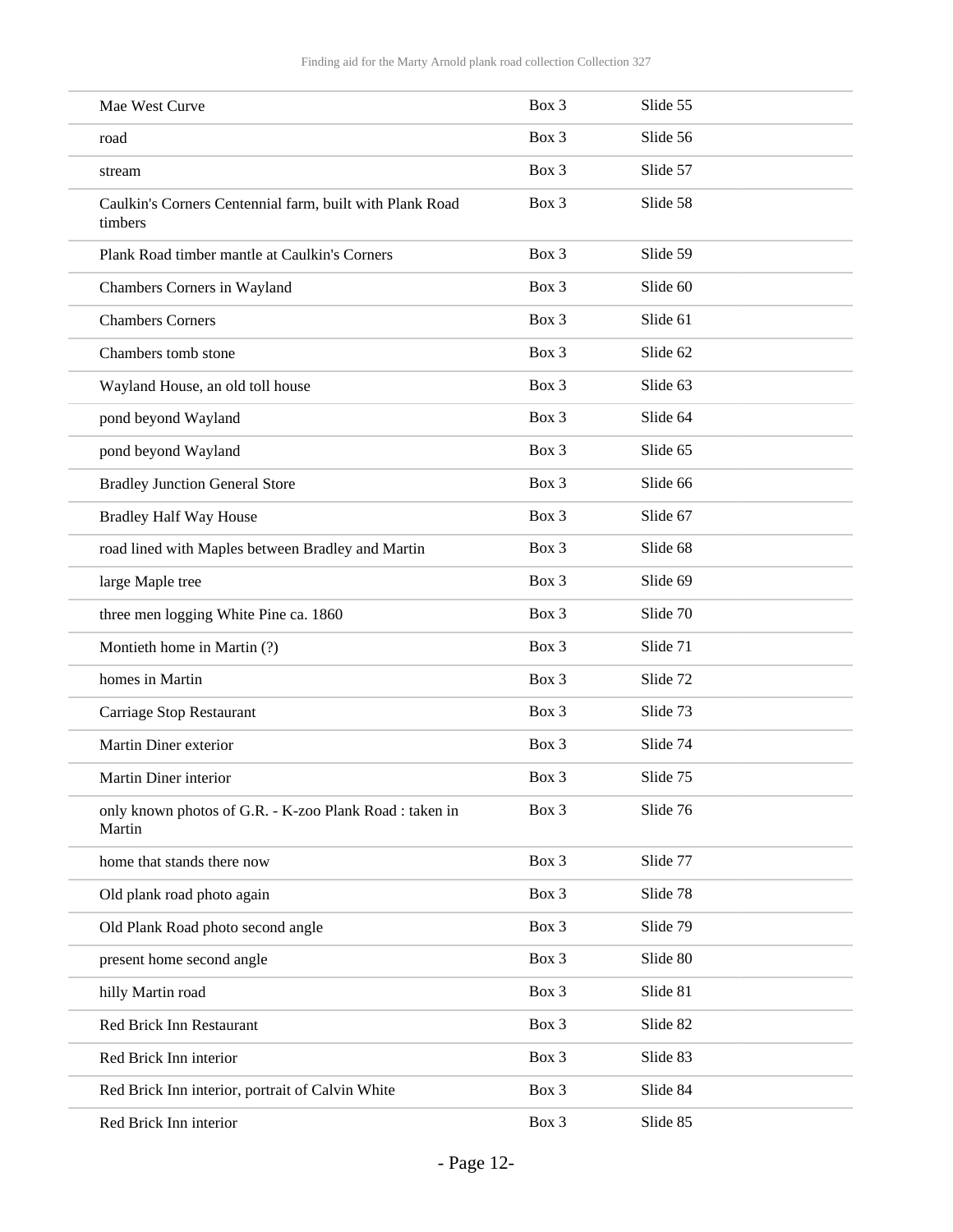| | | |
|---|---|---|
| Mae West Curve | Box 3 | Slide 55 |
| road | Box 3 | Slide 56 |
| stream | Box 3 | Slide 57 |
| Caulkin's Corners Centennial farm, built with Plank Road timbers | Box 3 | Slide 58 |
| Plank Road timber mantle at Caulkin's Corners | Box 3 | Slide 59 |
| Chambers Corners in Wayland | Box 3 | Slide 60 |
| Chambers Corners | Box 3 | Slide 61 |
| Chambers tomb stone | Box 3 | Slide 62 |
| Wayland House, an old toll house | Box 3 | Slide 63 |
| pond beyond Wayland | Box 3 | Slide 64 |
| pond beyond Wayland | Box 3 | Slide 65 |
| Bradley Junction General Store | Box 3 | Slide 66 |
| Bradley Half Way House | Box 3 | Slide 67 |
| road lined with Maples between Bradley and Martin | Box 3 | Slide 68 |
| large Maple tree | Box 3 | Slide 69 |
| three men logging White Pine ca. 1860 | Box 3 | Slide 70 |
| Montieth home in Martin (?) | Box 3 | Slide 71 |
| homes in Martin | Box 3 | Slide 72 |
| Carriage Stop Restaurant | Box 3 | Slide 73 |
| Martin Diner exterior | Box 3 | Slide 74 |
| Martin Diner interior | Box 3 | Slide 75 |
| only known photos of G.R. - K-zoo Plank Road : taken in Martin | Box 3 | Slide 76 |
| home that stands there now | Box 3 | Slide 77 |
| Old plank road photo again | Box 3 | Slide 78 |
| Old Plank Road photo second angle | Box 3 | Slide 79 |
| present home second angle | Box 3 | Slide 80 |
| hilly Martin road | Box 3 | Slide 81 |
| Red Brick Inn Restaurant | Box 3 | Slide 82 |
| Red Brick Inn interior | Box 3 | Slide 83 |
| Red Brick Inn interior, portrait of Calvin White | Box 3 | Slide 84 |
| Red Brick Inn interior | Box 3 | Slide 85 |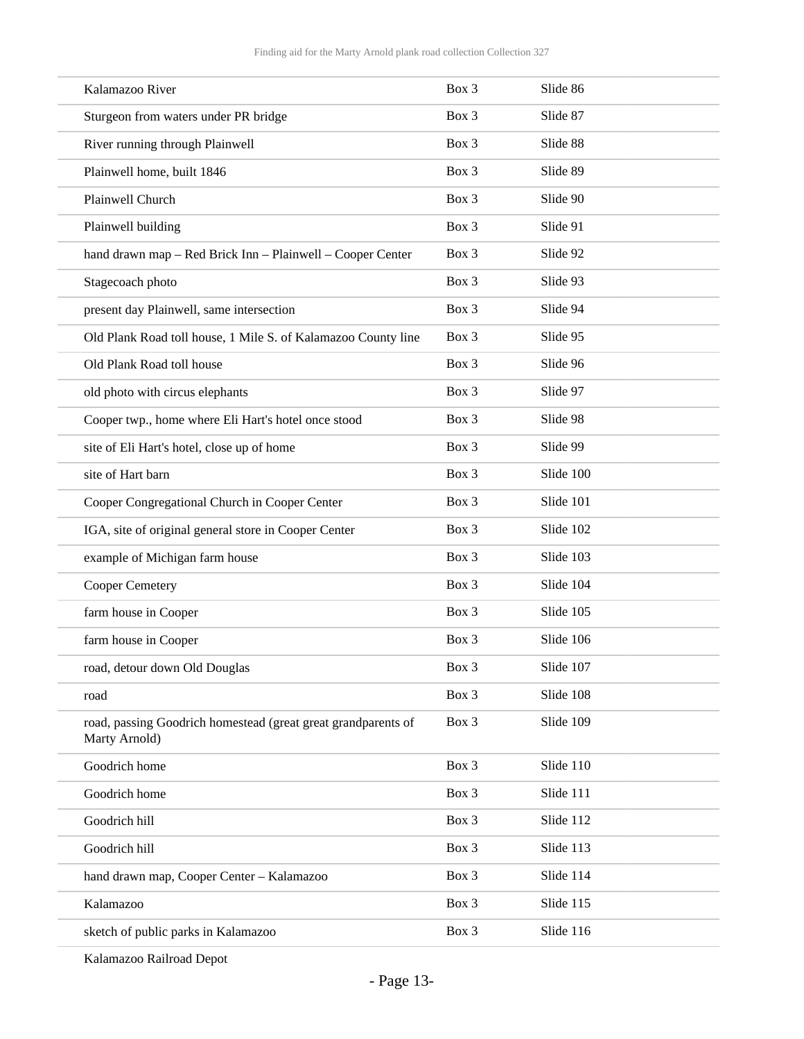| | | |
|---|---|---|
| Kalamazoo River | Box 3 | Slide 86 |
| Sturgeon from waters under PR bridge | Box 3 | Slide 87 |
| River running through Plainwell | Box 3 | Slide 88 |
| Plainwell home, built 1846 | Box 3 | Slide 89 |
| Plainwell Church | Box 3 | Slide 90 |
| Plainwell building | Box 3 | Slide 91 |
| hand drawn map – Red Brick Inn – Plainwell – Cooper Center | Box 3 | Slide 92 |
| Stagecoach photo | Box 3 | Slide 93 |
| present day Plainwell, same intersection | Box 3 | Slide 94 |
| Old Plank Road toll house, 1 Mile S. of Kalamazoo County line | Box 3 | Slide 95 |
| Old Plank Road toll house | Box 3 | Slide 96 |
| old photo with circus elephants | Box 3 | Slide 97 |
| Cooper twp., home where Eli Hart's hotel once stood | Box 3 | Slide 98 |
| site of Eli Hart's hotel, close up of home | Box 3 | Slide 99 |
| site of Hart barn | Box 3 | Slide 100 |
| Cooper Congregational Church in Cooper Center | Box 3 | Slide 101 |
| IGA, site of original general store in Cooper Center | Box 3 | Slide 102 |
| example of Michigan farm house | Box 3 | Slide 103 |
| Cooper Cemetery | Box 3 | Slide 104 |
| farm house in Cooper | Box 3 | Slide 105 |
| farm house in Cooper | Box 3 | Slide 106 |
| road, detour down Old Douglas | Box 3 | Slide 107 |
| road | Box 3 | Slide 108 |
| road, passing Goodrich homestead (great great grandparents of Marty Arnold) | Box 3 | Slide 109 |
| Goodrich home | Box 3 | Slide 110 |
| Goodrich home | Box 3 | Slide 111 |
| Goodrich hill | Box 3 | Slide 112 |
| Goodrich hill | Box 3 | Slide 113 |
| hand drawn map, Cooper Center – Kalamazoo | Box 3 | Slide 114 |
| Kalamazoo | Box 3 | Slide 115 |
| sketch of public parks in Kalamazoo | Box 3 | Slide 116 |
| Kalamazoo Railroad Depot | | |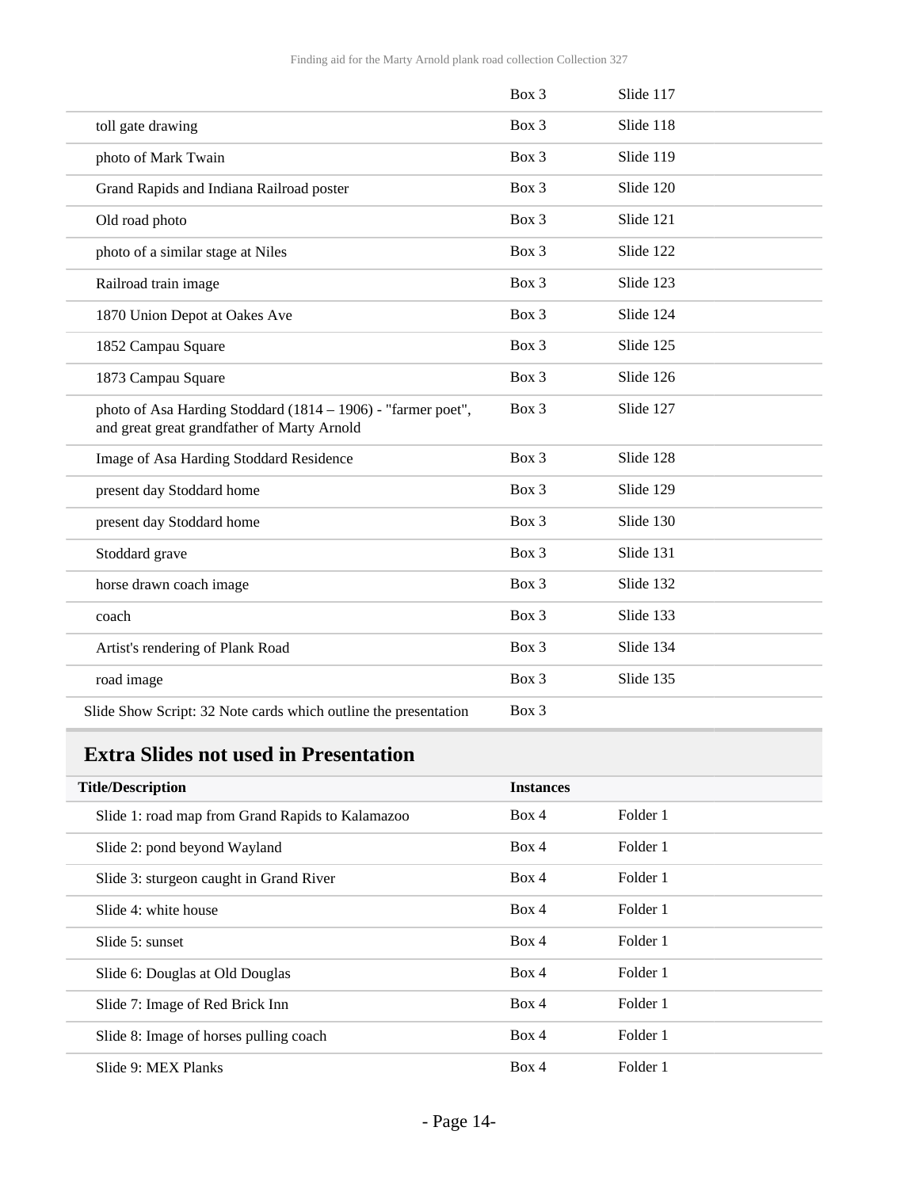| | | |
|---|---|---|
| | Box 3 | Slide 117 |
| toll gate drawing | Box 3 | Slide 118 |
| photo of Mark Twain | Box 3 | Slide 119 |
| Grand Rapids and Indiana Railroad poster | Box 3 | Slide 120 |
| Old road photo | Box 3 | Slide 121 |
| photo of a similar stage at Niles | Box 3 | Slide 122 |
| Railroad train image | Box 3 | Slide 123 |
| 1870 Union Depot at Oakes Ave | Box 3 | Slide 124 |
| 1852 Campau Square | Box 3 | Slide 125 |
| 1873 Campau Square | Box 3 | Slide 126 |
| photo of Asa Harding Stoddard (1814 – 1906) - "farmer poet", and great great grandfather of Marty Arnold | Box 3 | Slide 127 |
| Image of Asa Harding Stoddard Residence | Box 3 | Slide 128 |
| present day Stoddard home | Box 3 | Slide 129 |
| present day Stoddard home | Box 3 | Slide 130 |
| Stoddard grave | Box 3 | Slide 131 |
| horse drawn coach image | Box 3 | Slide 132 |
| coach | Box 3 | Slide 133 |
| Artist's rendering of Plank Road | Box 3 | Slide 134 |
| road image | Box 3 | Slide 135 |
| Slide Show Script: 32 Note cards which outline the presentation | Box 3 | |

## Extra Slides not used in Presentation

| Title/Description | Instances | |
|---|---|---|
| Slide 1: road map from Grand Rapids to Kalamazoo | Box 4 | Folder 1 |
| Slide 2: pond beyond Wayland | Box 4 | Folder 1 |
| Slide 3: sturgeon caught in Grand River | Box 4 | Folder 1 |
| Slide 4: white house | Box 4 | Folder 1 |
| Slide 5: sunset | Box 4 | Folder 1 |
| Slide 6: Douglas at Old Douglas | Box 4 | Folder 1 |
| Slide 7: Image of Red Brick Inn | Box 4 | Folder 1 |
| Slide 8: Image of horses pulling coach | Box 4 | Folder 1 |
| Slide 9: MEX Planks | Box 4 | Folder 1 |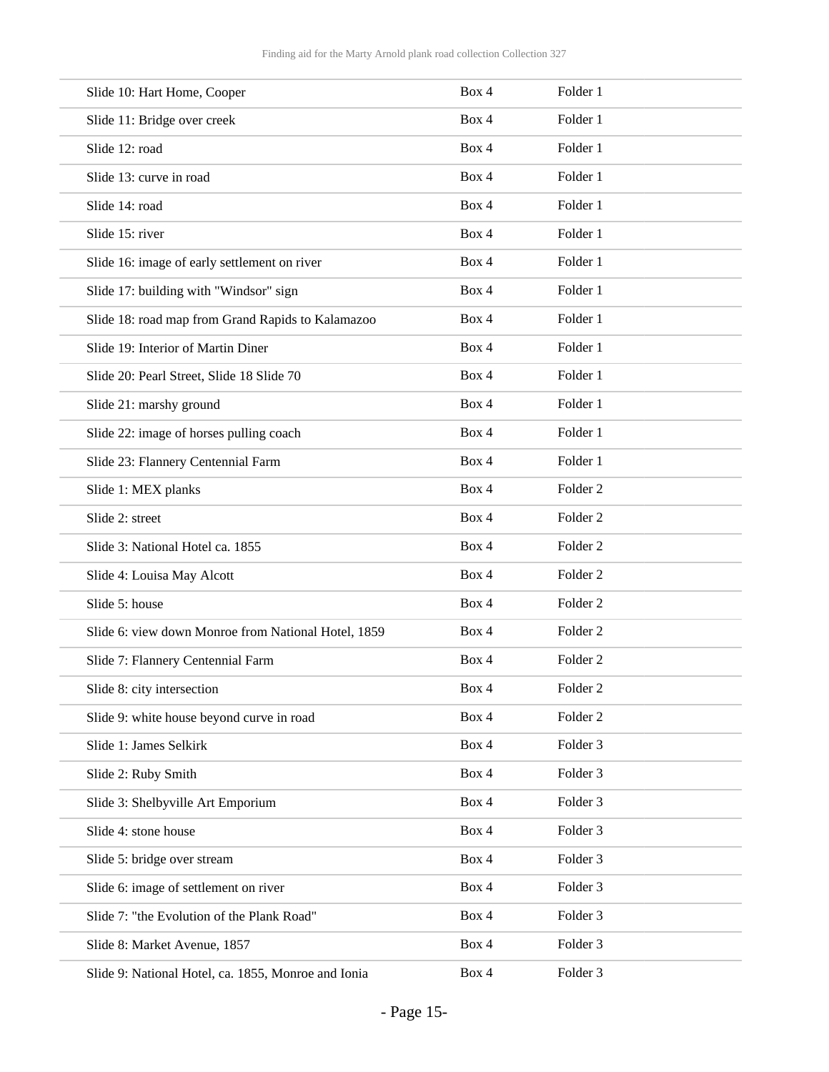| | | |
|---|---|---|
| Slide 10: Hart Home, Cooper | Box 4 | Folder 1 |
| Slide 11: Bridge over creek | Box 4 | Folder 1 |
| Slide 12: road | Box 4 | Folder 1 |
| Slide 13: curve in road | Box 4 | Folder 1 |
| Slide 14: road | Box 4 | Folder 1 |
| Slide 15: river | Box 4 | Folder 1 |
| Slide 16: image of early settlement on river | Box 4 | Folder 1 |
| Slide 17: building with "Windsor" sign | Box 4 | Folder 1 |
| Slide 18: road map from Grand Rapids to Kalamazoo | Box 4 | Folder 1 |
| Slide 19: Interior of Martin Diner | Box 4 | Folder 1 |
| Slide 20: Pearl Street, Slide 18 Slide 70 | Box 4 | Folder 1 |
| Slide 21: marshy ground | Box 4 | Folder 1 |
| Slide 22: image of horses pulling coach | Box 4 | Folder 1 |
| Slide 23: Flannery Centennial Farm | Box 4 | Folder 1 |
| Slide 1: MEX planks | Box 4 | Folder 2 |
| Slide 2: street | Box 4 | Folder 2 |
| Slide 3: National Hotel ca. 1855 | Box 4 | Folder 2 |
| Slide 4: Louisa May Alcott | Box 4 | Folder 2 |
| Slide 5: house | Box 4 | Folder 2 |
| Slide 6: view down Monroe from National Hotel, 1859 | Box 4 | Folder 2 |
| Slide 7: Flannery Centennial Farm | Box 4 | Folder 2 |
| Slide 8: city intersection | Box 4 | Folder 2 |
| Slide 9: white house beyond curve in road | Box 4 | Folder 2 |
| Slide 1: James Selkirk | Box 4 | Folder 3 |
| Slide 2: Ruby Smith | Box 4 | Folder 3 |
| Slide 3: Shelbyville Art Emporium | Box 4 | Folder 3 |
| Slide 4: stone house | Box 4 | Folder 3 |
| Slide 5: bridge over stream | Box 4 | Folder 3 |
| Slide 6: image of settlement on river | Box 4 | Folder 3 |
| Slide 7: "the Evolution of the Plank Road" | Box 4 | Folder 3 |
| Slide 8: Market Avenue, 1857 | Box 4 | Folder 3 |
| Slide 9: National Hotel, ca. 1855, Monroe and Ionia | Box 4 | Folder 3 |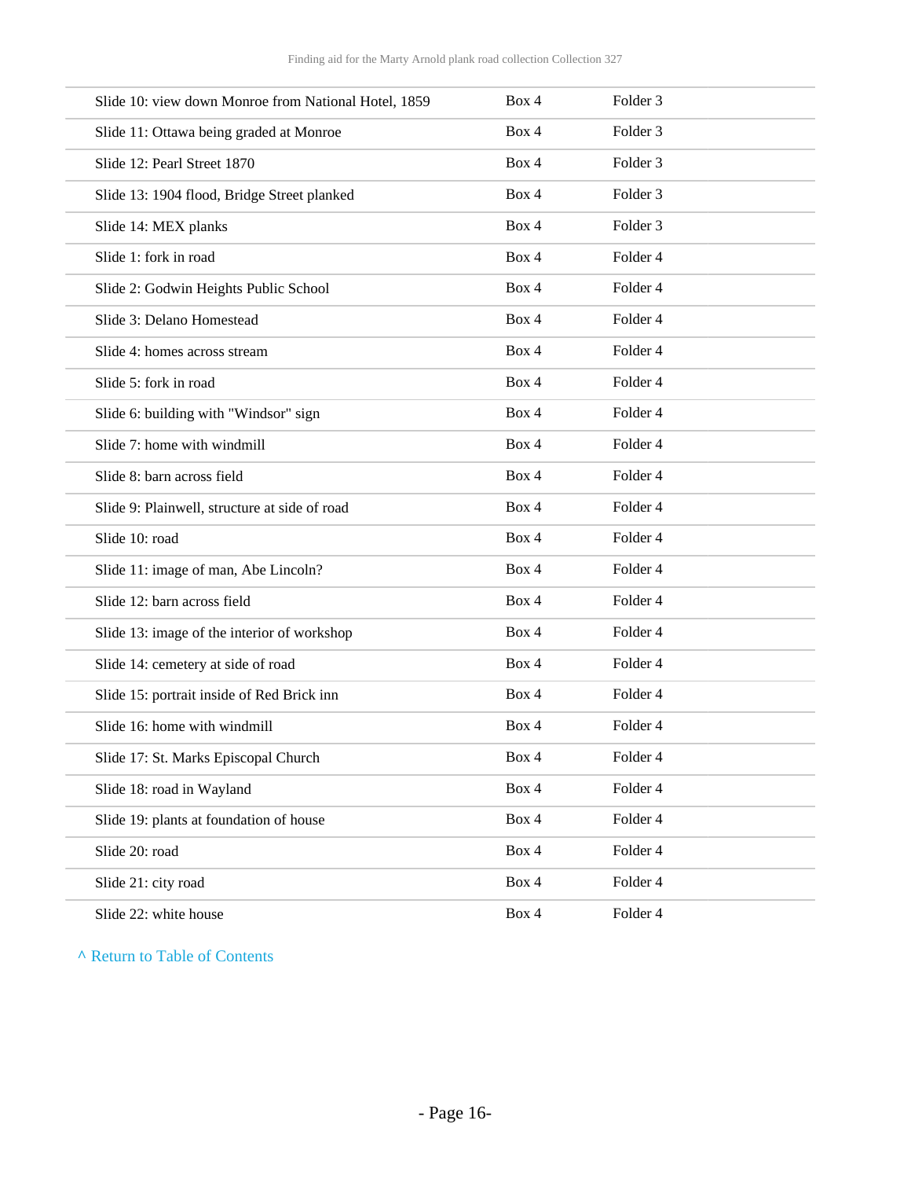| | | |
|---|---|---|
| Slide 10: view down Monroe from National Hotel, 1859 | Box 4 | Folder 3 |
| Slide 11: Ottawa being graded at Monroe | Box 4 | Folder 3 |
| Slide 12: Pearl Street 1870 | Box 4 | Folder 3 |
| Slide 13: 1904 flood, Bridge Street planked | Box 4 | Folder 3 |
| Slide 14: MEX planks | Box 4 | Folder 3 |
| Slide 1: fork in road | Box 4 | Folder 4 |
| Slide 2: Godwin Heights Public School | Box 4 | Folder 4 |
| Slide 3: Delano Homestead | Box 4 | Folder 4 |
| Slide 4: homes across stream | Box 4 | Folder 4 |
| Slide 5: fork in road | Box 4 | Folder 4 |
| Slide 6: building with "Windsor" sign | Box 4 | Folder 4 |
| Slide 7: home with windmill | Box 4 | Folder 4 |
| Slide 8: barn across field | Box 4 | Folder 4 |
| Slide 9: Plainwell, structure at side of road | Box 4 | Folder 4 |
| Slide 10: road | Box 4 | Folder 4 |
| Slide 11: image of man, Abe Lincoln? | Box 4 | Folder 4 |
| Slide 12: barn across field | Box 4 | Folder 4 |
| Slide 13: image of the interior of workshop | Box 4 | Folder 4 |
| Slide 14: cemetery at side of road | Box 4 | Folder 4 |
| Slide 15: portrait inside of Red Brick inn | Box 4 | Folder 4 |
| Slide 16: home with windmill | Box 4 | Folder 4 |
| Slide 17: St. Marks Episcopal Church | Box 4 | Folder 4 |
| Slide 18: road in Wayland | Box 4 | Folder 4 |
| Slide 19: plants at foundation of house | Box 4 | Folder 4 |
| Slide 20: road | Box 4 | Folder 4 |
| Slide 21: city road | Box 4 | Folder 4 |
| Slide 22: white house | Box 4 | Folder 4 |

^ Return to Table of Contents